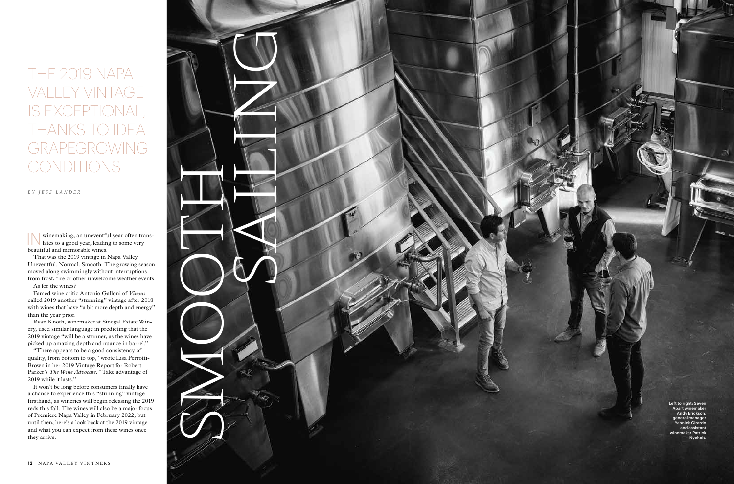# SMOOTH SAILING

## THE 2019 NAPA VALLEY VINTAGE IS EXCEPTIONAL, THANKS TO IDEAL GRAPEGROWING CONDITIONS

—

*BY JESS LANDER*

IN winemaking, an uneventful year often translates to a good year, leading to some very beautiful and memorable wines.

That was the 2019 vintage in Napa Valley. Uneventful. Normal. Smooth. The growing season moved along swimmingly without interruptions from frost, fire or other unwelcome weather events.

As for the wines?

Famed wine critic Antonio Galloni of *Vinous* called 2019 another "stunning" vintage after 2018 with wines that have "a bit more depth and energy" than the year prior.

Ryan Knoth, winemaker at Sinegal Estate Winery, used similar language in predicting that the 2019 vintage "will be a stunner, as the wines have picked up amazing depth and nuance in barrel."

"There appears to be a good consistency of quality, from bottom to top," wrote Lisa Perrotti-Brown in her 2019 Vintage Report for Robert Parker's *The Wine Advocate*. "Take advantage of 2019 while it lasts."

It won't be long before consumers finally have a chance to experience this "stunning" vintage firsthand, as wineries will begin releasing the 2019 reds this fall. The wines will also be a major focus of Premiere Napa Valley in February 2022, but until then, here's a look back at the 2019 vintage and what you can expect from these wines once they arrive.

Left to right: Seven Apart winemaker Andy Erickson, general manager Yannick Girardo and assistant winemaker Patrick Nyeholt.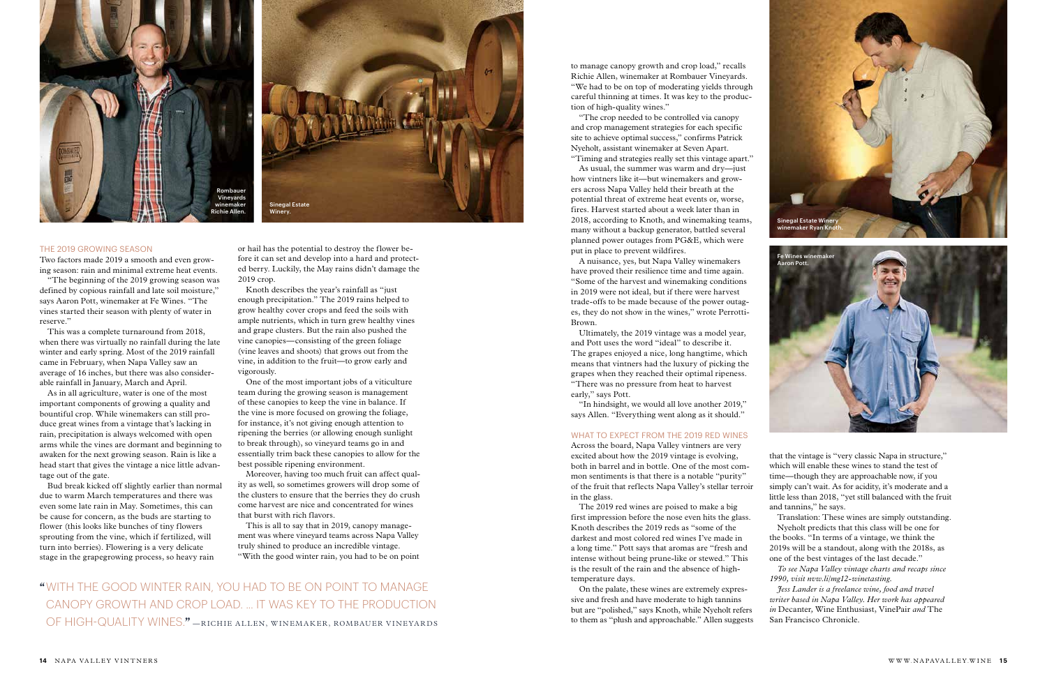Rombauer Vineyards winemaker Richie Allen.

Sinegal Estate Winery.

## THE 2019 GROWING SEASON

Two factors made 2019 a smooth and even growing season: rain and minimal extreme heat events.

"The beginning of the 2019 growing season was defined by copious rainfall and late soil moisture," says Aaron Pott, winemaker at Fe Wines. "The vines started their season with plenty of water in reserve."

This was a complete turnaround from 2018, when there was virtually no rainfall during the late winter and early spring. Most of the 2019 rainfall came in February, when Napa Valley saw an average of 16 inches, but there was also considerable rainfall in January, March and April.

As in all agriculture, water is one of the most important components of growing a quality and bountiful crop. While winemakers can still produce great wines from a vintage that's lacking in rain, precipitation is always welcomed with open arms while the vines are dormant and beginning to awaken for the next growing season. Rain is like a head start that gives the vintage a nice little advantage out of the gate.

Bud break kicked off slightly earlier than normal due to warm March temperatures and there was even some late rain in May. Sometimes, this can be cause for concern, as the buds are starting to flower (this looks like bunches of tiny flowers sprouting from the vine, which if fertilized, will turn into berries). Flowering is a very delicate stage in the grapegrowing process, so heavy rain or hail has the potential to destroy the flower before it can set and develop into a hard and protected berry. Luckily, the May rains didn't damage the 2019 crop.

Knoth describes the year's rainfall as "just enough precipitation." The 2019 rains helped to grow healthy cover crops and feed the soils with ample nutrients, which in turn grew healthy vines and grape clusters. But the rain also pushed the vine canopies—consisting of the green foliage (vine leaves and shoots) that grows out from the vine, in addition to the fruit—to grow early and vigorously.

One of the most important jobs of a viticulture team during the growing season is management of these canopies to keep the vine in balance. If the vine is more focused on growing the foliage, for instance, it's not giving enough attention to ripening the berries (or allowing enough sunlight to break through), so vineyard teams go in and essentially trim back these canopies to allow for the best possible ripening environment.

Moreover, having too much fruit can affect quality as well, so sometimes growers will drop some of the clusters to ensure that the berries they do crush come harvest are nice and concentrated for wines that burst with rich flavors.

This is all to say that in 2019, canopy management was where vineyard teams across Napa Valley truly shined to produce an incredible vintage. "With the good winter rain, you had to be on point to manage canopy growth and crop load," recalls Richie Allen, winemaker at Rombauer Vineyards. "We had to be on top of moderating yields through careful thinning at times. It was key to the production of high-quality wines."

"The crop needed to be controlled via canopy and crop management strategies for each specific site to achieve optimal success," confirms Patrick Nyeholt, assistant winemaker at Seven Apart. "Timing and strategies really set this vintage apart."

As usual, the summer was warm and dry—just how vintners like it—but winemakers and growers across Napa Valley held their breath at the potential threat of extreme heat events or, worse, fires. Harvest started about a week later than in 2018, according to Knoth, and winemaking teams, many without a backup generator, battled several planned power outages from PG&E, which were put in place to prevent wildfires.

A nuisance, yes, but Napa Valley winemakers have proved their resilience time and time again. "Some of the harvest and winemaking conditions in 2019 were not ideal, but if there were harvest trade-offs to be made because of the power outages, they do not show in the wines," wrote Perrotti-Brown.

Ultimately, the 2019 vintage was a model year, and Pott uses the word "ideal" to describe it. The grapes enjoyed a nice, long hangtime, which means that vintners had the luxury of picking the grapes when they reached their optimal ripeness. "There was no pressure from heat to harvest early," says Pott.

"In hindsight, we would all love another 2019," says Allen. "Everything went along as it should."

> "WITH THE GOOD WINTER RAIN, YOU HAD TO BE ON POINT TO MANAGE CANOPY GROWTH AND CROP LOAD. ... IT WAS KEY TO THE PRODUCTION OF HIGH-QUALITY WINES." —RICHIE ALLEN, WINEMAKER, ROMBAUER VINEYARDS

Sinegal Estate Winery winemaker Ryan Knoth.

Fe Wines winemaker Aaron Pott.

## WHAT TO EXPECT FROM THE 2019 RED WINES

Across the board, Napa Valley vintners are very excited about how the 2019 vintage is evolving, both in barrel and in bottle. One of the most common sentiments is that there is a notable "purity" of the fruit that reflects Napa Valley's stellar terroir in the glass.

The 2019 red wines are poised to make a big first impression before the nose even hits the glass. Knoth describes the 2019 reds as "some of the darkest and most colored red wines I've made in a long time." Pott says that aromas are "fresh and intense without being prune-like or stewed." This is the result of the rain and the absence of high-temperature days.

On the palate, these wines are extremely expressive and fresh and have moderate to high tannins but are "polished," says Knoth, while Nyeholt refers to them as "plush and approachable." Allen suggests that the vintage is "very classic Napa in structure," which will enable these wines to stand the test of time—though they are approachable now, if you simply can't wait. As for acidity, it's moderate and a little less than 2018, "yet still balanced with the fruit and tannins," he says.

Translation: These wines are simply outstanding.

Nyeholt predicts that this class will be one for the books. "In terms of a vintage, we think the 2019s will be a standout, along with the 2018s, as one of the best vintages of the last decade."

*To see Napa Valley vintage charts and recaps since 1990, visit nvw.li/mg12-winetasting.*

*Jess Lander is a freelance wine, food and travel writer based in Napa Valley. Her work has appeared in* Decanter, Wine Enthusiast, VinePair *and* The San Francisco Chronicle.